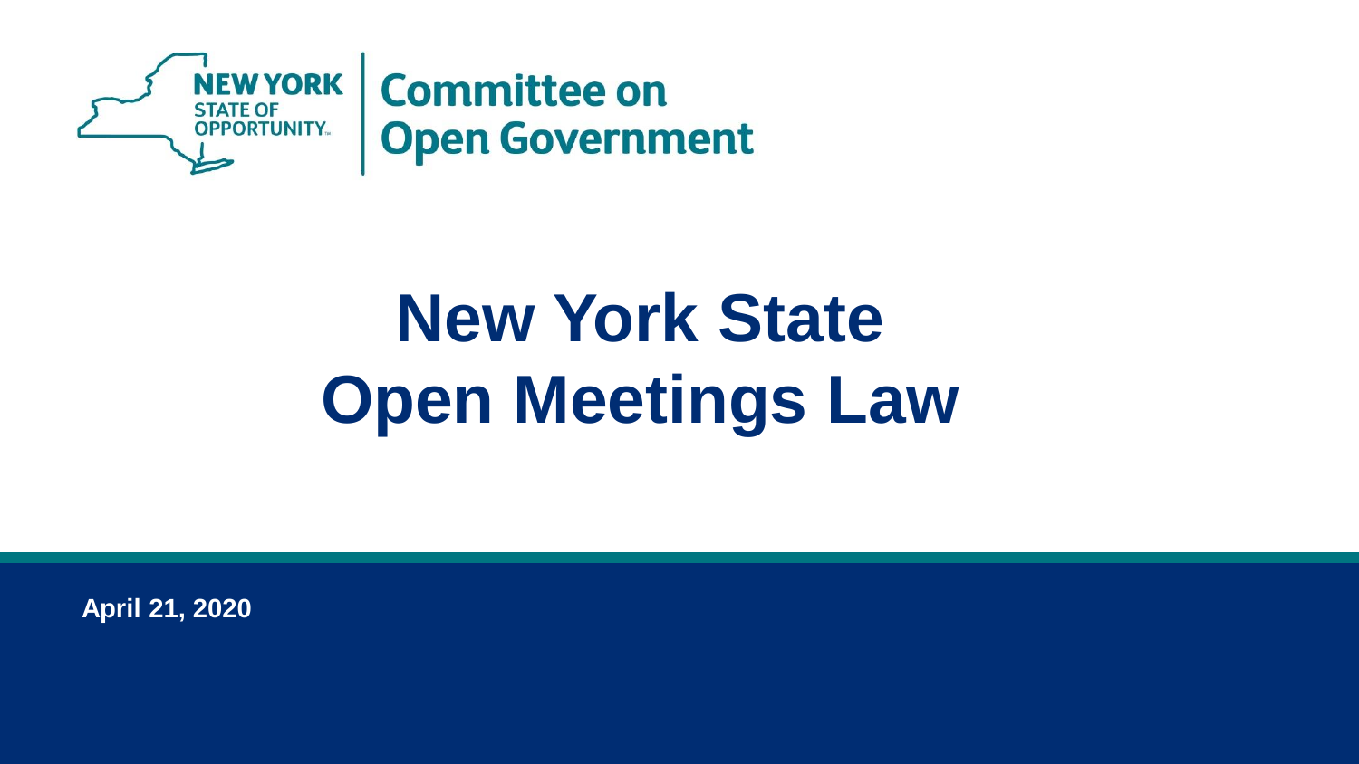NEW YORK STATE OF OPPORTUNITY.

Committee on Open Government

# New York State Open Meetings Law

**April 21, 2020**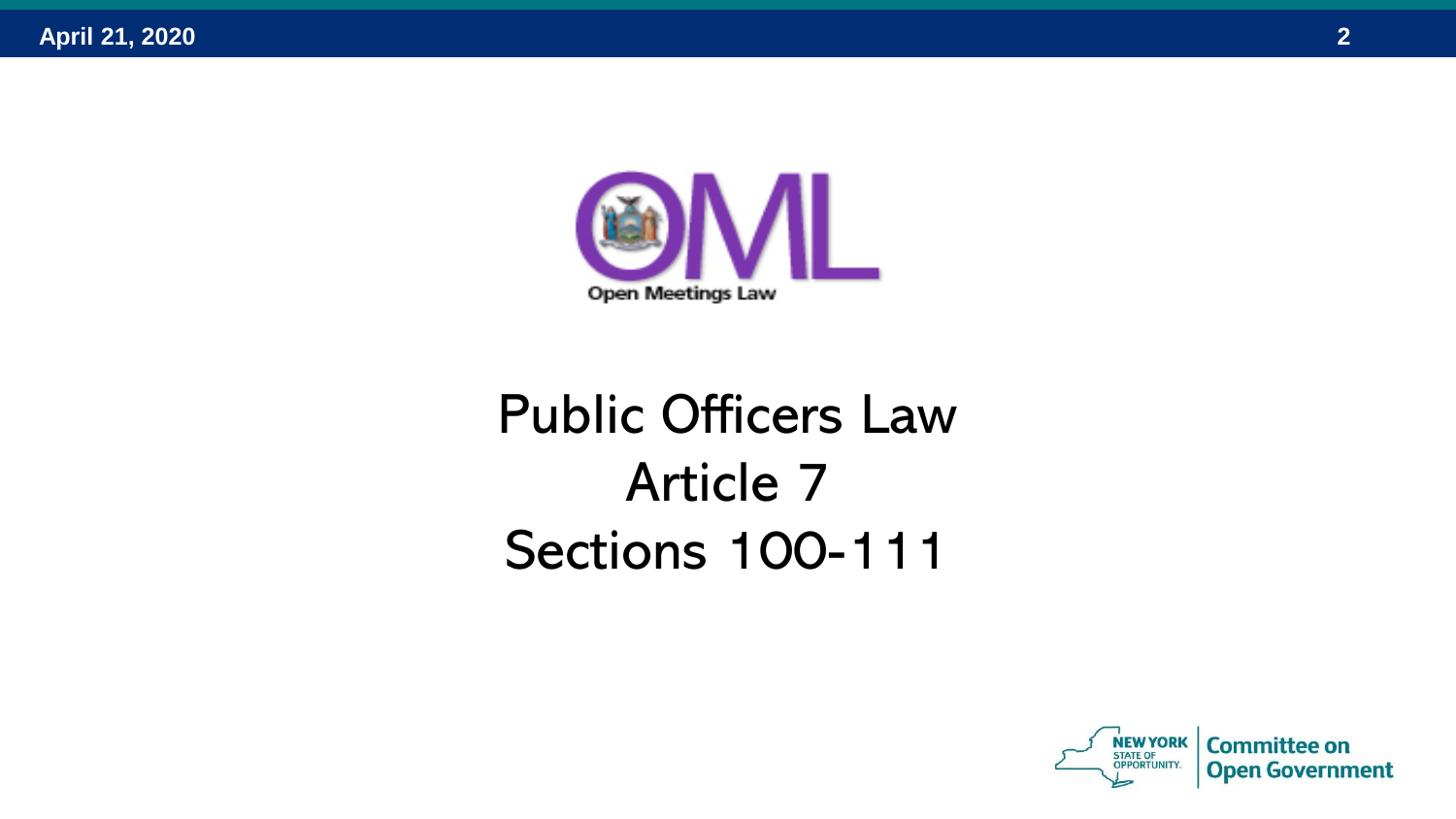OML

Open Meetings Law

# Public Officers Law
# Article 7
# Sections 100-111

NEW YORK STATE OF OPPORTUNITY. | Committee on Open Government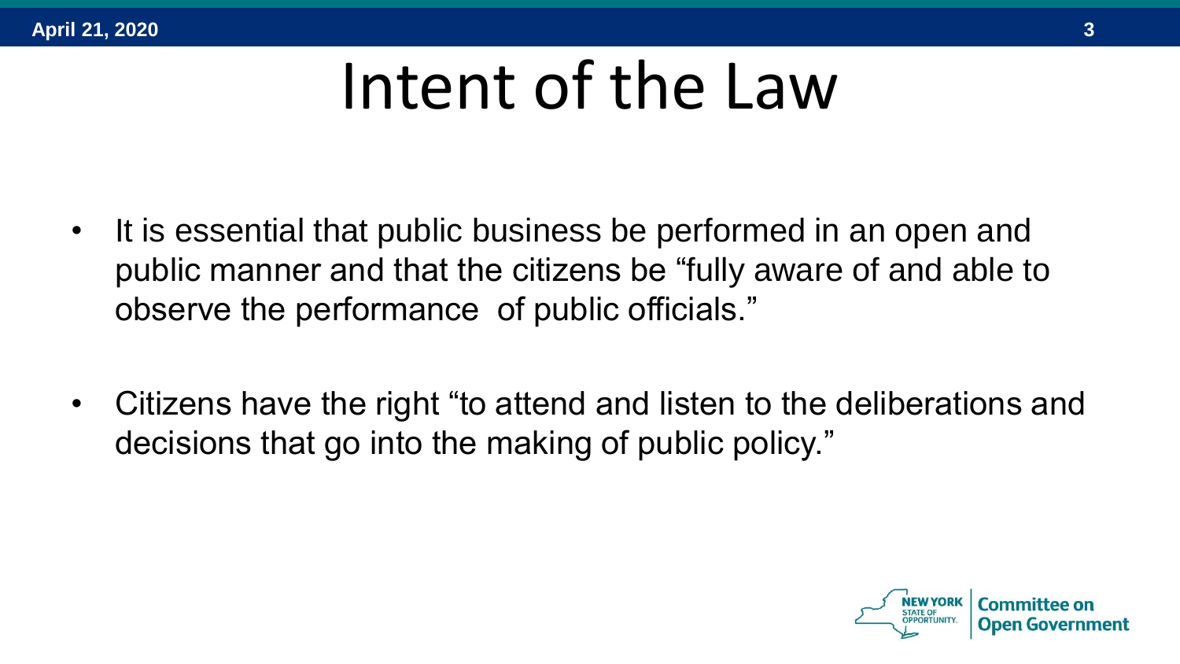# Intent of the Law

- It is essential that public business be performed in an open and public manner and that the citizens be "fully aware of and able to observe the performance of public officials."
- Citizens have the right "to attend and listen to the deliberations and decisions that go into the making of public policy."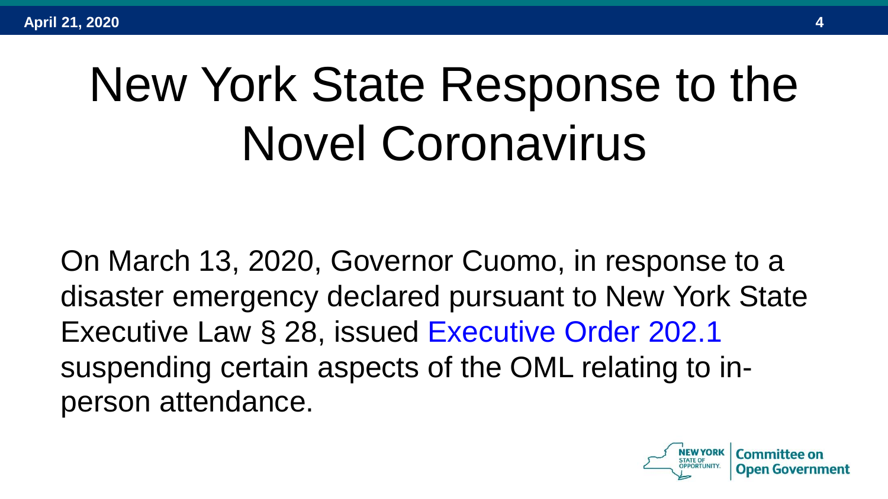# New York State Response to the Novel Coronavirus

On March 13, 2020, Governor Cuomo, in response to a disaster emergency declared pursuant to New York State Executive Law § 28, issued Executive Order 202.1 suspending certain aspects of the OML relating to in-person attendance.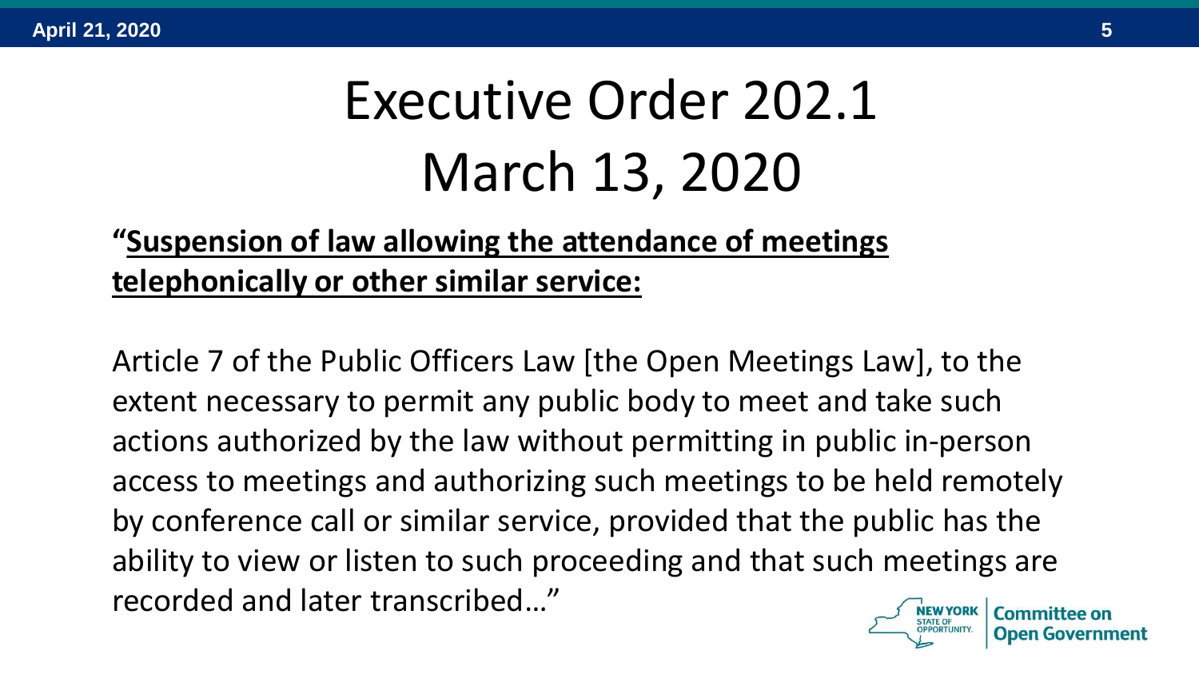# Executive Order 202.1
# March 13, 2020

**"Suspension of law allowing the attendance of meetings telephonically or other similar service:**

Article 7 of the Public Officers Law [the Open Meetings Law], to the extent necessary to permit any public body to meet and take such actions authorized by the law without permitting in public in-person access to meetings and authorizing such meetings to be held remotely by conference call or similar service, provided that the public has the ability to view or listen to such proceeding and that such meetings are recorded and later transcribed…"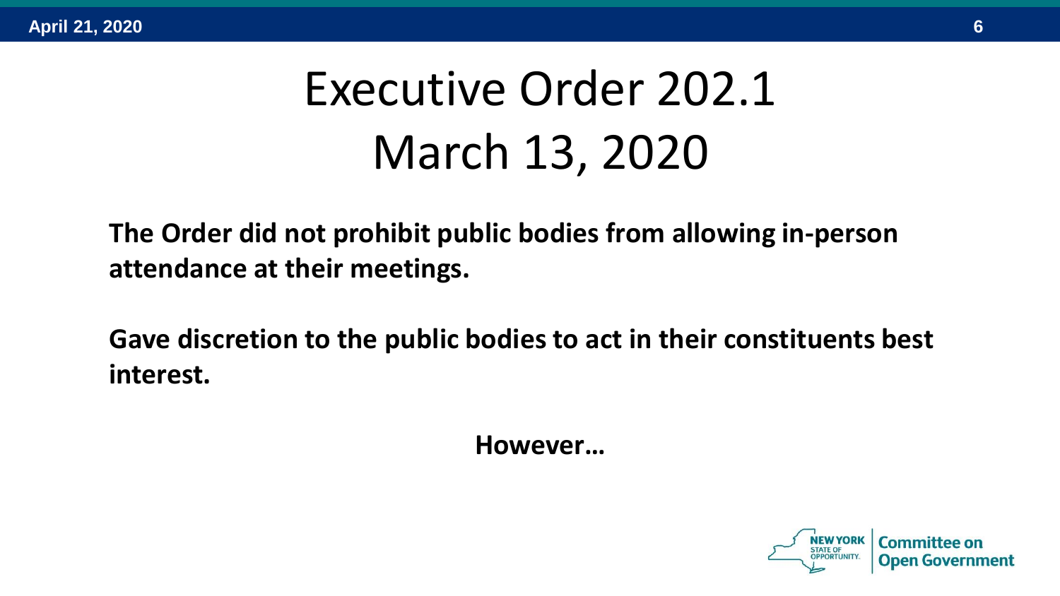# Executive Order 202.1
# March 13, 2020

**The Order did not prohibit public bodies from allowing in-person attendance at their meetings.**

**Gave discretion to the public bodies to act in their constituents best interest.**

**However…**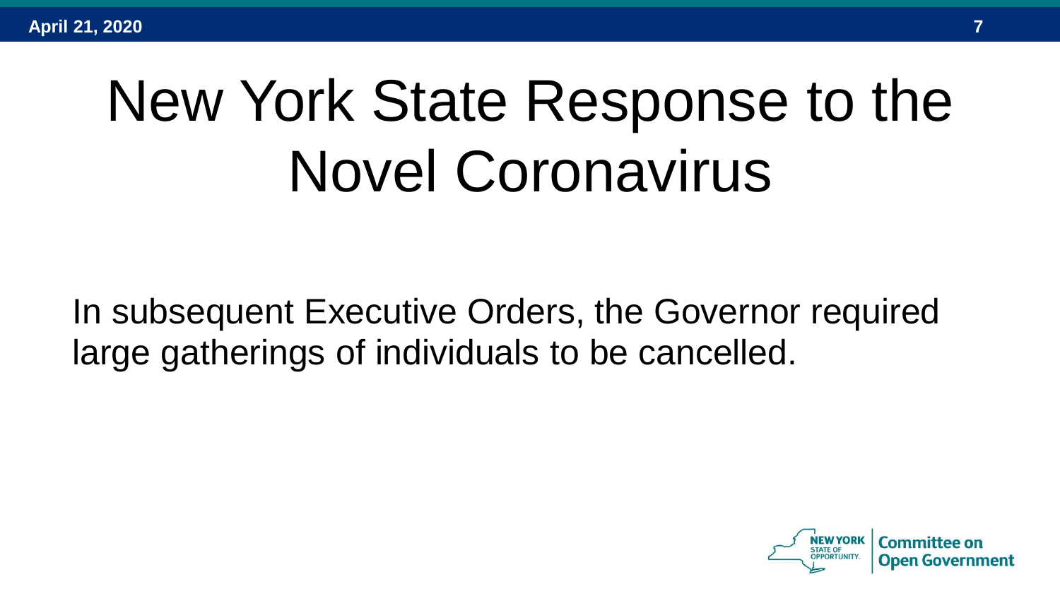# New York State Response to the Novel Coronavirus

In subsequent Executive Orders, the Governor required large gatherings of individuals to be cancelled.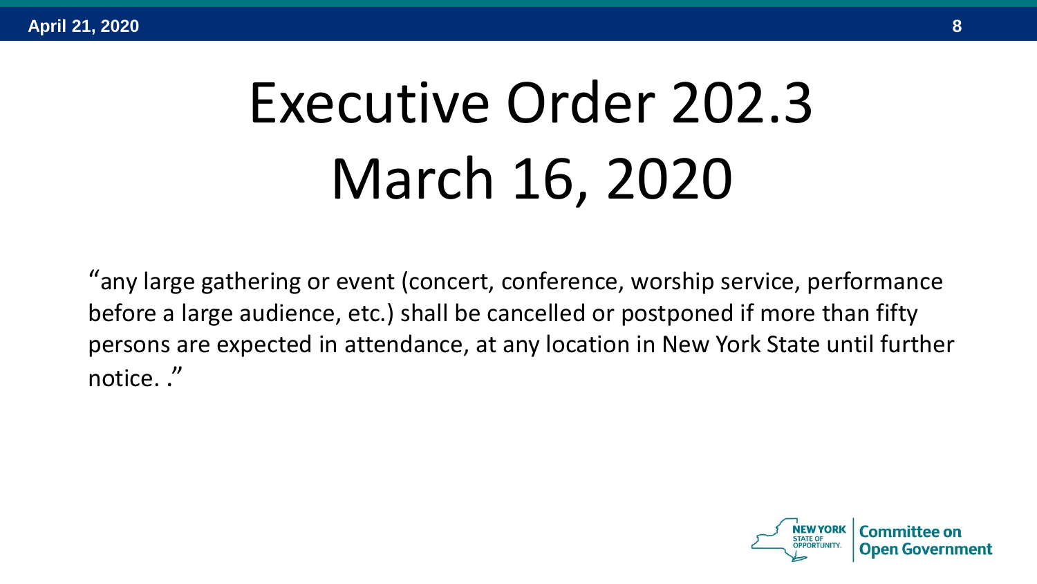# Executive Order 202.3 March 16, 2020

“any large gathering or event (concert, conference, worship service, performance before a large audience, etc.) shall be cancelled or postponed if more than fifty persons are expected in attendance, at any location in New York State until further notice. .”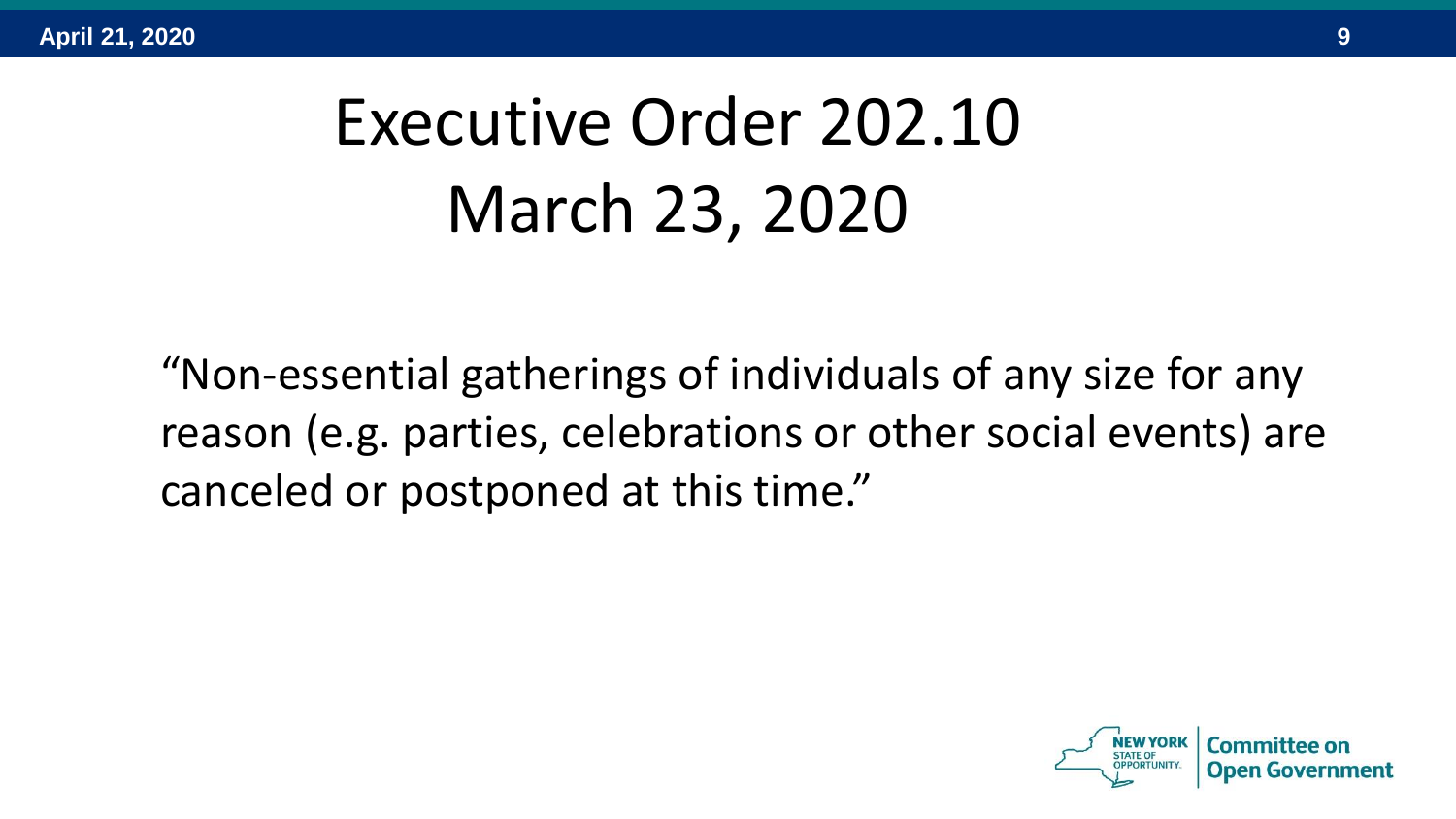# Executive Order 202.10
# March 23, 2020

"Non-essential gatherings of individuals of any size for any reason (e.g. parties, celebrations or other social events) are canceled or postponed at this time."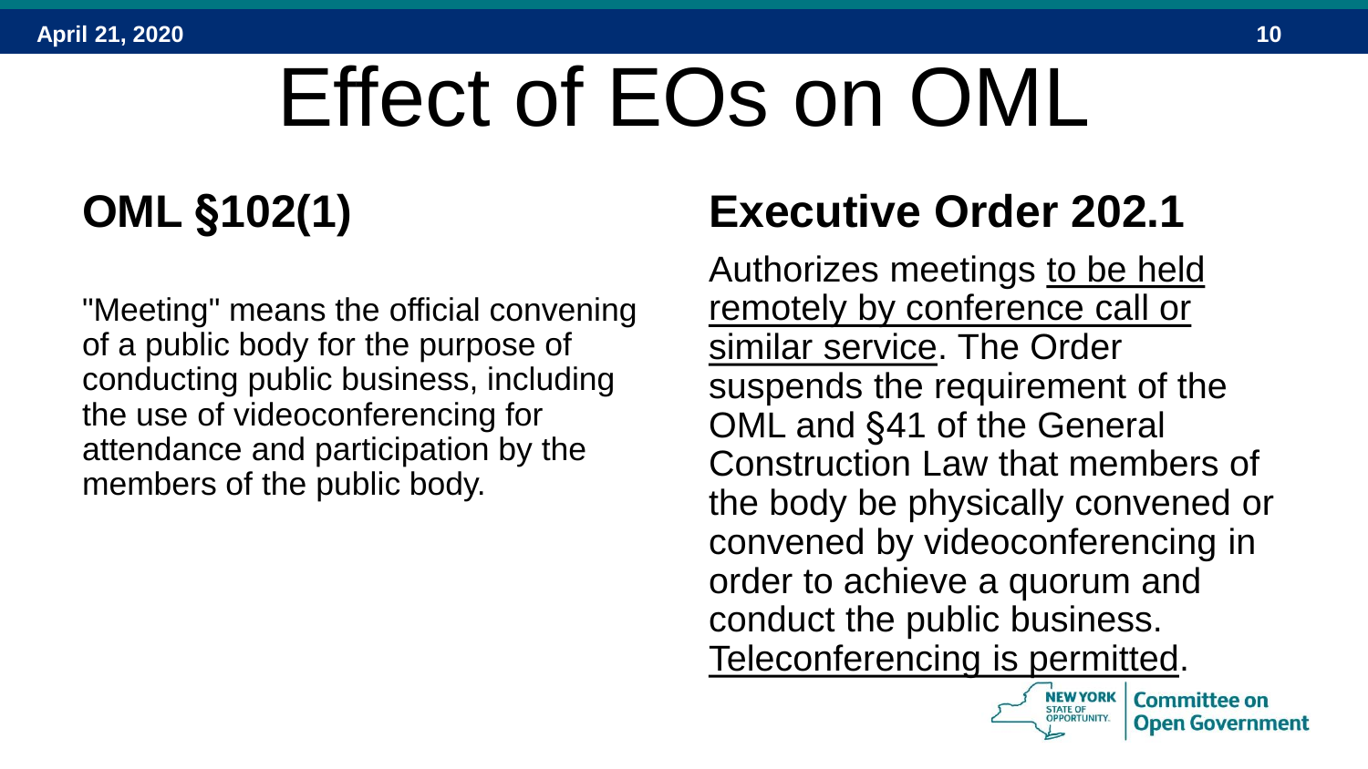# Effect of EOs on OML

## OML §102(1)

"Meeting" means the official convening of a public body for the purpose of conducting public business, including the use of videoconferencing for attendance and participation by the members of the public body.

## Executive Order 202.1

Authorizes meetings <u>to be held remotely by conference call or similar service</u>. The Order suspends the requirement of the OML and §41 of the General Construction Law that members of the body be physically convened or convened by videoconferencing in order to achieve a quorum and conduct the public business. <u>Teleconferencing is permitted</u>.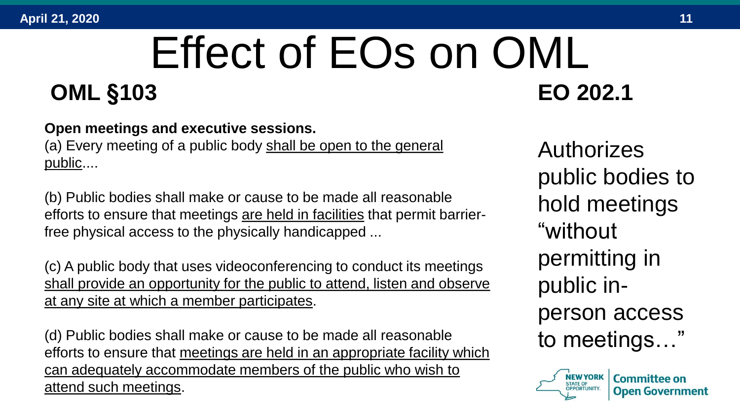# Effect of EOs on OML

## OML §103

**Open meetings and executive sessions.**

(a) Every meeting of a public body shall be open to the general public....

(b) Public bodies shall make or cause to be made all reasonable efforts to ensure that meetings are held in facilities that permit barrier-free physical access to the physically handicapped ...

(c) A public body that uses videoconferencing to conduct its meetings shall provide an opportunity for the public to attend, listen and observe at any site at which a member participates.

(d) Public bodies shall make or cause to be made all reasonable efforts to ensure that meetings are held in an appropriate facility which can adequately accommodate members of the public who wish to attend such meetings.

## EO 202.1

Authorizes public bodies to hold meetings "without permitting in public in-person access to meetings…"

New York State of Opportunity. Committee on Open Government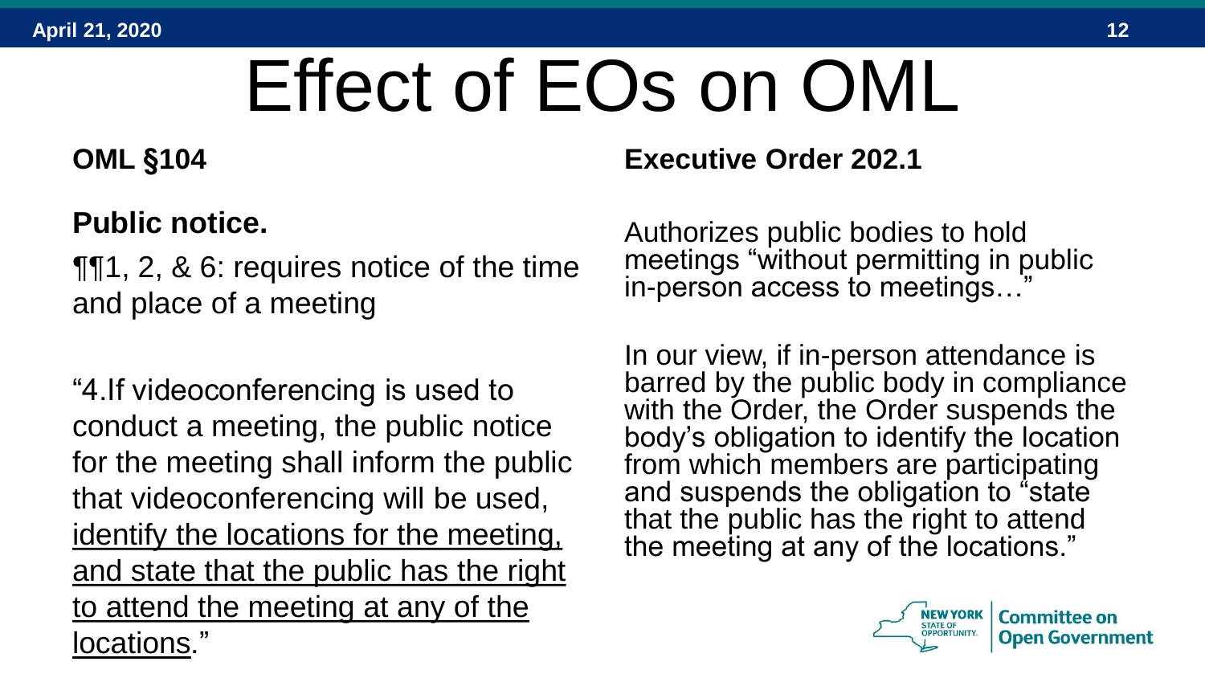# Effect of EOs on OML

**OML §104**

**Public notice.**

¶¶1, 2, & 6: requires notice of the time and place of a meeting

"4.If videoconferencing is used to conduct a meeting, the public notice for the meeting shall inform the public that videoconferencing will be used, <u>identify the locations for the meeting, and state that the public has the right to attend the meeting at any of the locations</u>."

**Executive Order 202.1**

Authorizes public bodies to hold meetings "without permitting in public in-person access to meetings…"

In our view, if in-person attendance is barred by the public body in compliance with the Order, the Order suspends the body's obligation to identify the location from which members are participating and suspends the obligation to "state that the public has the right to attend the meeting at any of the locations."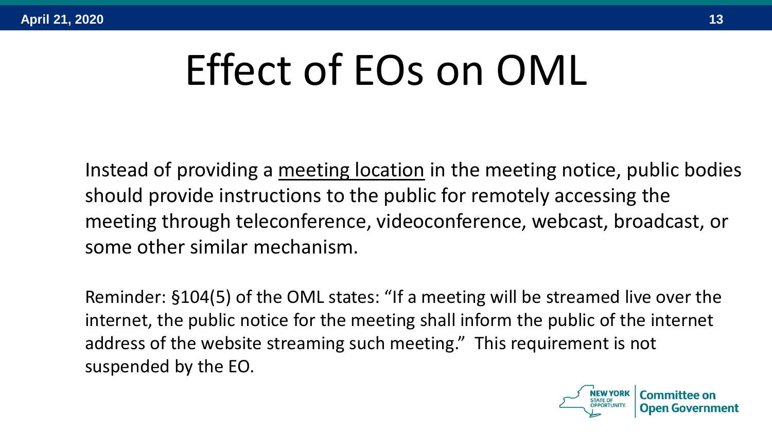# Effect of EOs on OML

Instead of providing a meeting location in the meeting notice, public bodies should provide instructions to the public for remotely accessing the meeting through teleconference, videoconference, webcast, broadcast, or some other similar mechanism.

Reminder: §104(5) of the OML states: "If a meeting will be streamed live over the internet, the public notice for the meeting shall inform the public of the internet address of the website streaming such meeting." This requirement is not suspended by the EO.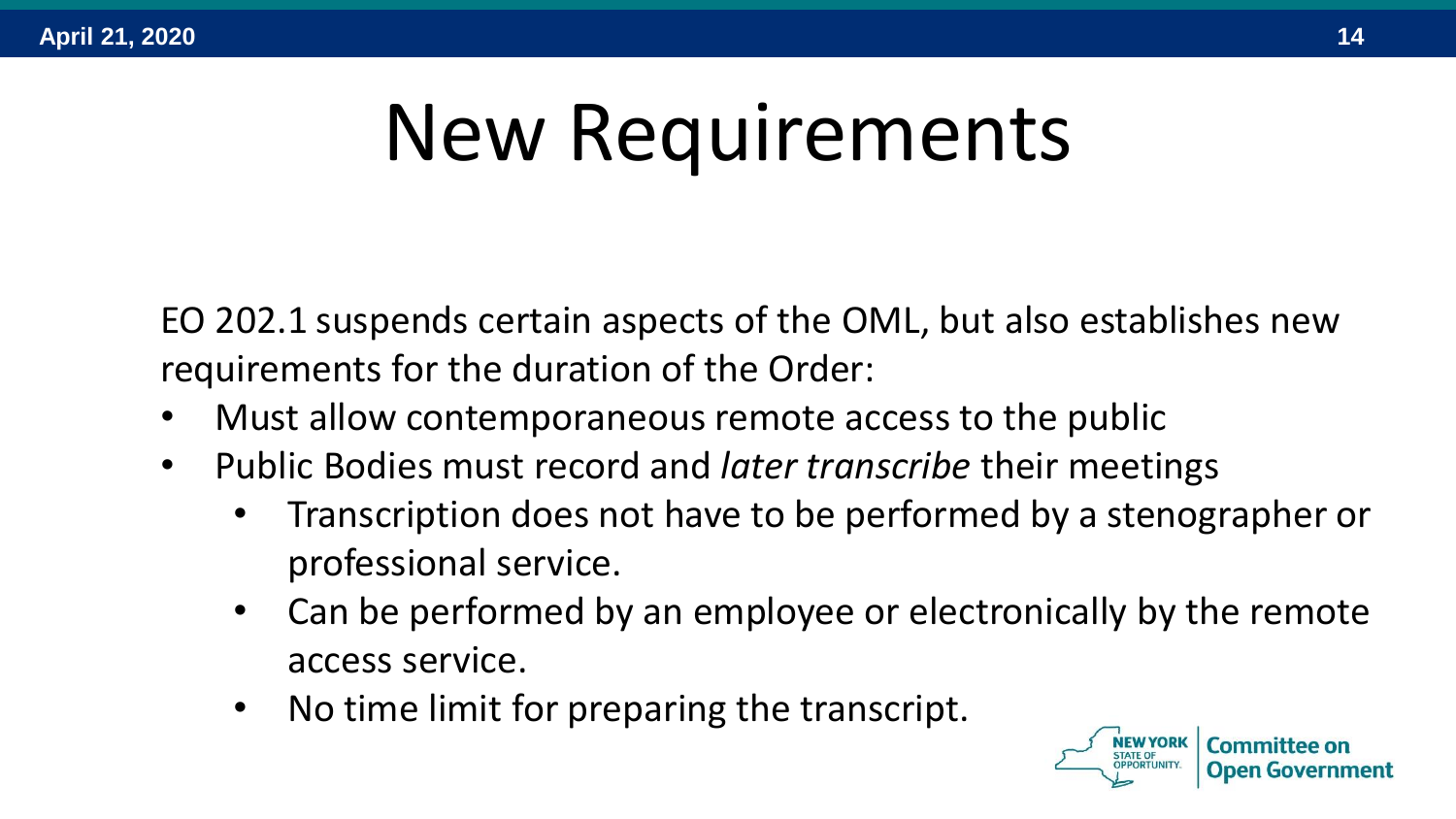# New Requirements

EO 202.1 suspends certain aspects of the OML, but also establishes new requirements for the duration of the Order:

- Must allow contemporaneous remote access to the public
- Public Bodies must record and *later transcribe* their meetings
  - Transcription does not have to be performed by a stenographer or professional service.
  - Can be performed by an employee or electronically by the remote access service.
  - No time limit for preparing the transcript.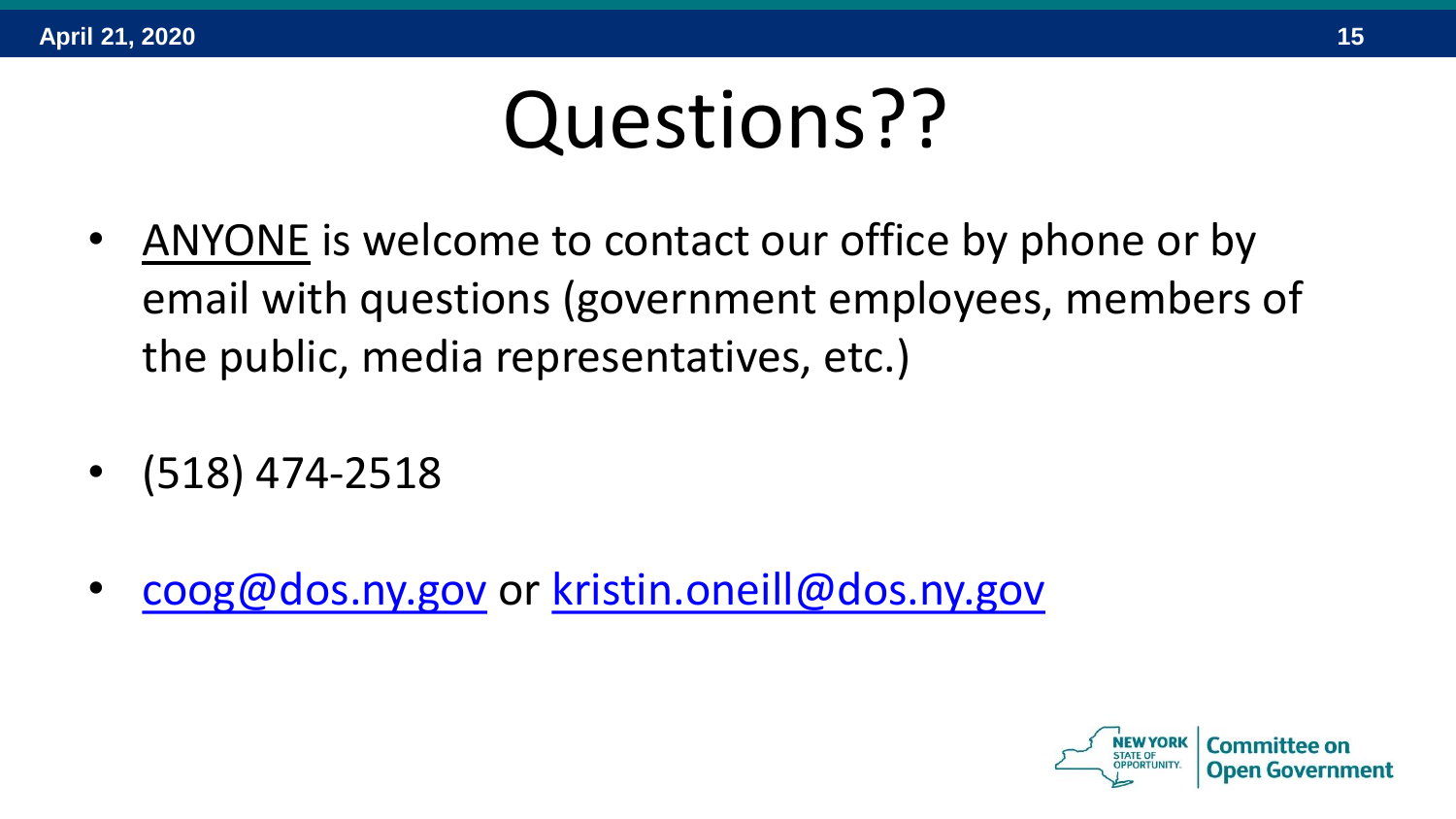# Questions??

- <u>ANYONE</u> is welcome to contact our office by phone or by email with questions (government employees, members of the public, media representatives, etc.)
- (518) 474-2518
- [coog@dos.ny.gov](mailto:coog@dos.ny.gov) or [kristin.oneill@dos.ny.gov](mailto:kristin.oneill@dos.ny.gov)

NEW YORK STATE OF OPPORTUNITY. Committee on Open Government